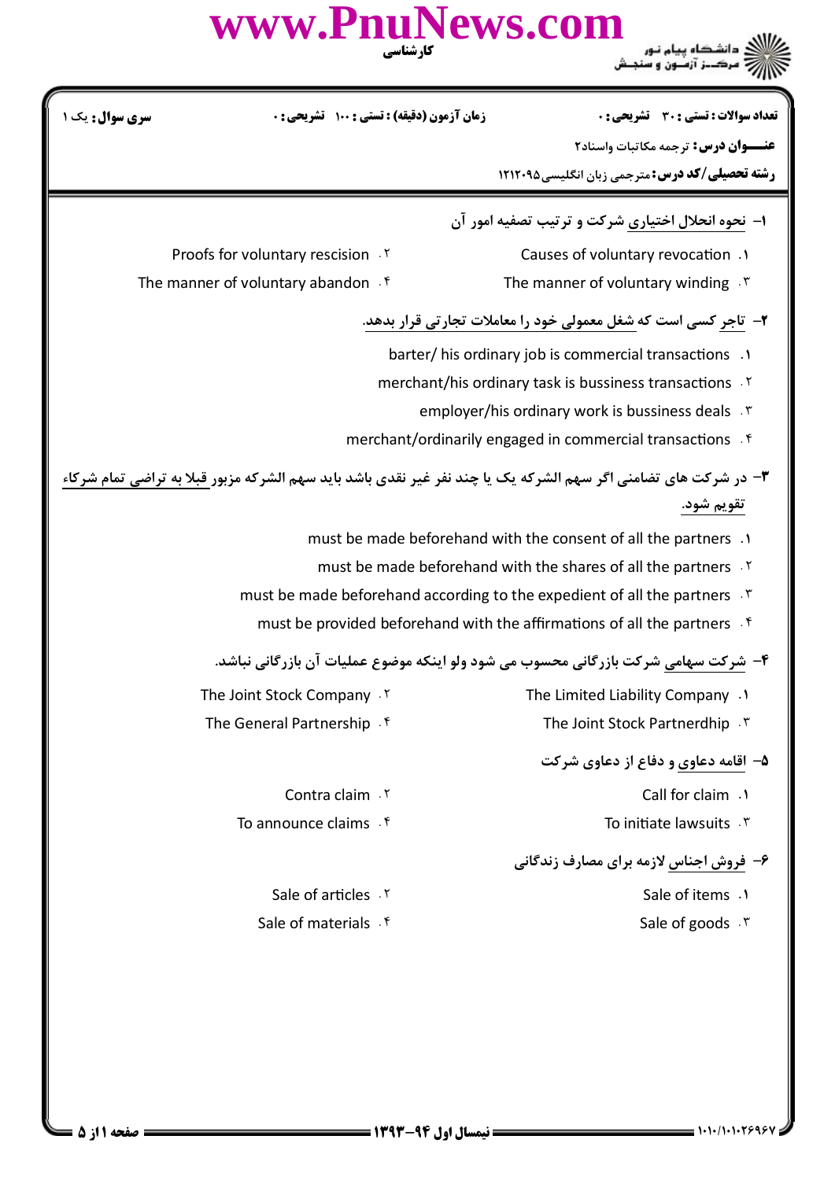کارشناسی

دانشگاه پیام نور
مرکز آزمون و سنجش

**سری سوال:** یک ۱ | **زمان آزمون (دقیقه) : تستی : ۱۰۰ تشریحی : ۰** | **تعداد سوالات : تستی : ۳۰ تشریحی : ۰**

**عنـــوان درس:** ترجمه مکاتبات واسناد۲

**رشته تحصیلی/کد درس:** مترجمی زبان انگلیسی ۱۲۱۲۰۹۵

۱- نحوه انحلال اختیاری شرکت و ترتیب تصفیه امور آن

۱. Causes of voluntary revocation

۲. Proofs for voluntary rescision

۳. The manner of voluntary winding

۴. The manner of voluntary abandon

۲- تاجر کسی است که شغل معمولی خود را معاملات تجارتی قرار بدهد.

۱. barter/ his ordinary job is commercial transactions

۲. merchant/his ordinary task is bussiness transactions

۳. employer/his ordinary work is bussiness deals

۴. merchant/ordinarily engaged in commercial transactions

۳- در شرکت های تضامنی اگر سهم الشرکه یک یا چند نفر غیر نقدی باشد باید سهم الشرکه مزبور قبلا به تراضی تمام شرکاء تقویم شود.

۱. must be made beforehand with the consent of all the partners

۲. must be made beforehand with the shares of all the partners

۳. must be made beforehand according to the expedient of all the partners

۴. must be provided beforehand with the affirmations of all the partners

۴- شرکت سهامی شرکت بازرگانی محسوب می شود ولو اینکه موضوع عملیات آن بازرگانی نباشد.

۱. The Limited Liability Company

۲. The Joint Stock Company

۳. The Joint Stock Partnerdhip

۴. The General Partnership

۵- اقامه دعاوی و دفاع از دعاوی شرکت

۱. Call for claim

۲. Contra claim

۳. To initiate lawsuits

۴. To announce claims

۶- فروش اجناس لازمه برای مصارف زندگانی

۱. Sale of items

۲. Sale of articles

۳. Sale of goods

۴. Sale of materials

نیمسال اول ۹۴-۱۳۹۳

۱۰۱۰/۱۰۱۰۲۶۹۶۷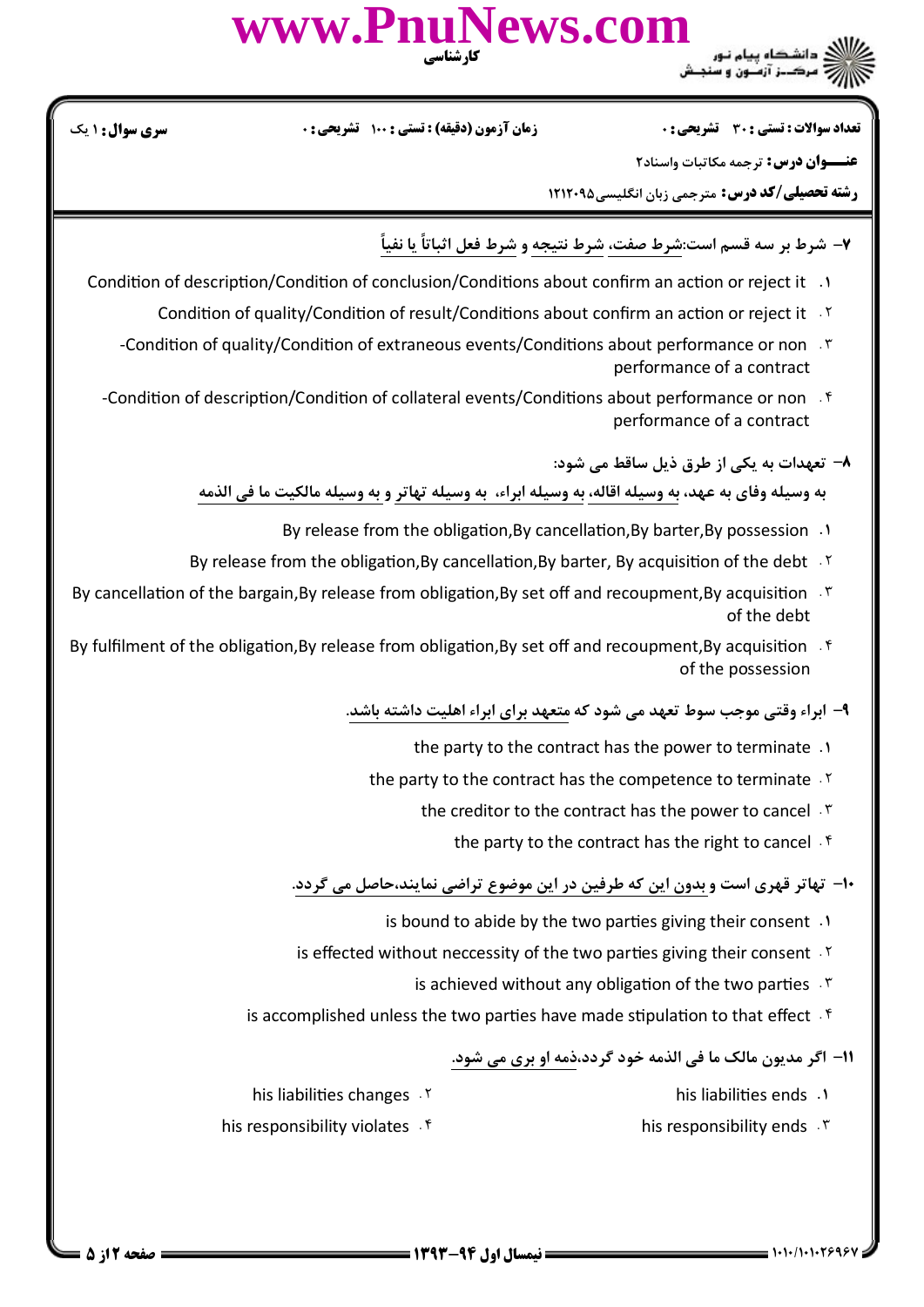**سری سوال:** ۱ یک | **زمان آزمون (دقیقه) : تستی :** ۱۰۰ **تشریحی :** ۰ | **تعداد سوالات : تستی :** ۳۰ **تشریحی :** ۰

**عنـــوان درس:** ترجمه مکاتبات واسناد۲

**رشته تحصیلی/کد درس:** مترجمی زبان انگلیسی۱۲۱۲۰۹۵

۷– شرط بر سه قسم است:شرط صفت، شرط نتیجه و شرط فعل اثباتاً یا نفیاً

۱. Condition of description/Condition of conclusion/Conditions about confirm an action or reject it

۲. Condition of quality/Condition of result/Conditions about confirm an action or reject it

۳. -Condition of quality/Condition of extraneous events/Conditions about performance or non performance of a contract

۴. -Condition of description/Condition of collateral events/Conditions about performance or non performance of a contract

۸– تعهدات به یکی از طرق ذیل ساقط می شود:

به وسیله وفای به عهد، به وسیله اقاله، به وسیله ابراء، به وسیله تهاتر و به وسیله مالکیت ما فی الذمه

۱. By release from the obligation,By cancellation,By barter,By possession

۲. By release from the obligation,By cancellation,By barter, By acquisition of the debt

۳. By cancellation of the bargain,By release from obligation,By set off and recoupment,By acquisition of the debt

۴. By fulfilment of the obligation,By release from obligation,By set off and recoupment,By acquisition of the possession

۹– ابراء وقتی موجب سوط تعهد می شود که متعهد برای ابراء اهلیت داشته باشد.

۱. the party to the contract has the power to terminate

۲. the party to the contract has the competence to terminate

۳. the creditor to the contract has the power to cancel

۴. the party to the contract has the right to cancel

۱۰– تهاتر قهری است و بدون این که طرفین در این موضوع تراضی نمایند،حاصل می گردد.

۱. is bound to abide by the two parties giving their consent

۲. is effected without neccessity of the two parties giving their consent

۳. is achieved without any obligation of the two parties

۴. is accomplished unless the two parties have made stipulation to that effect

۱۱– اگر مدیون مالک ما فی الذمه خود گردد،ذمه او بری می شود.

۱. his liabilities ends

۲. his liabilities changes

۳. his responsibility ends

۴. his responsibility violates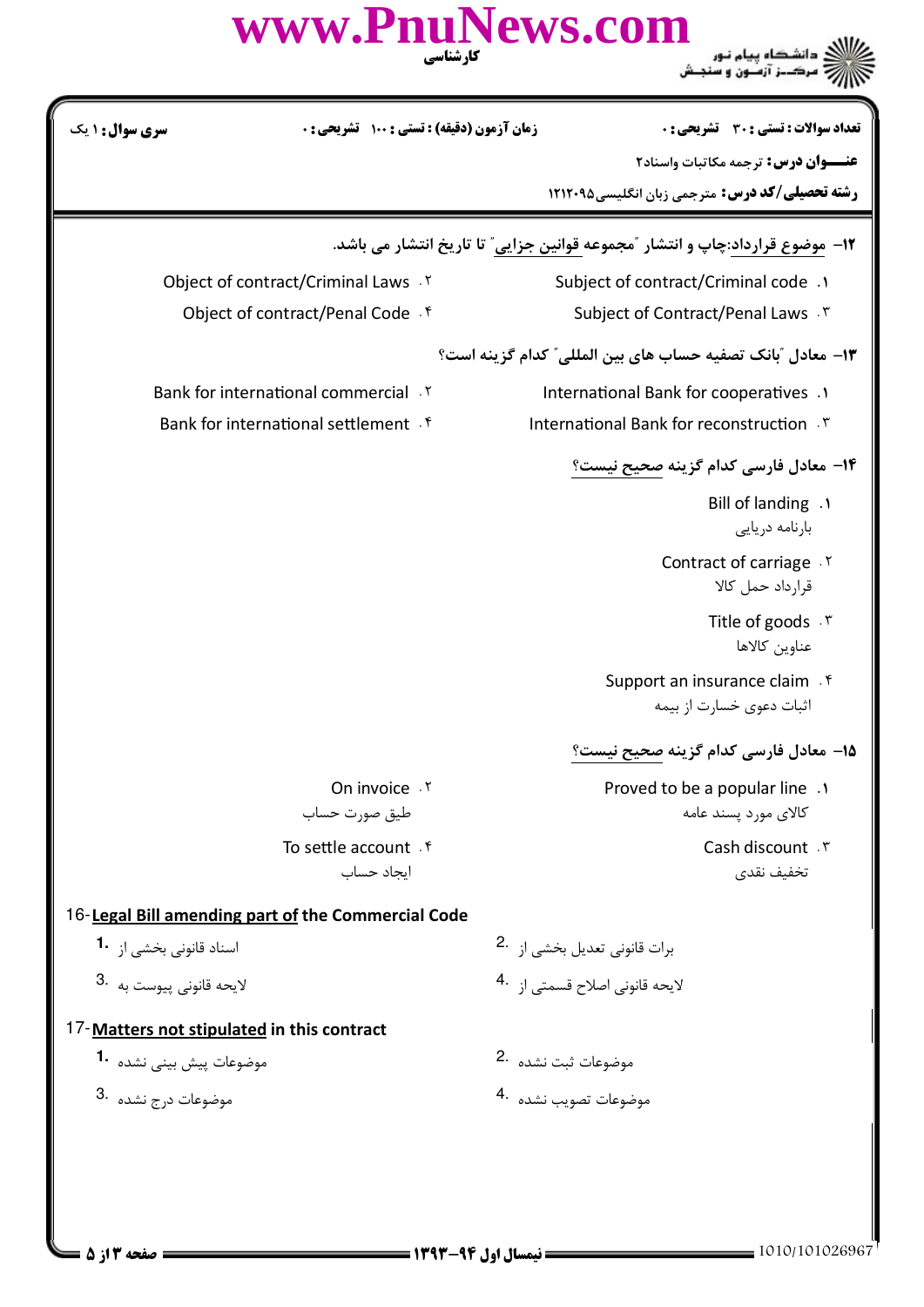**سری سوال:** ۱ یک | **زمان آزمون (دقیقه) : تستی :** ۱۰۰ **تشریحی :** ۰ | **تعداد سوالات : تستی :** ۳۰ **تشریحی :** ۰

**عنـــوان درس:** ترجمه مکاتبات واسناد۲

**رشته تحصیلی/کد درس:** مترجمی زبان انگلیسی۱۲۱۲۰۹۵

---

۱۲- موضوع قرارداد:چاپ و انتشار "مجموعه قوانین جزایی" تا تاریخ انتشار می باشد.

۱. Subject of contract/Criminal code

۲. Object of contract/Criminal Laws

۳. Subject of Contract/Penal Laws

۴. Object of contract/Penal Code

۱۳- معادل "بانک تصفیه حساب های بین المللی" کدام گزینه است؟

۱. International Bank for cooperatives

۲. Bank for international commercial

۳. International Bank for reconstruction

۴. Bank for international settlement

۱۴- معادل فارسی کدام گزینه صحیح نیست؟

۱. Bill of landing
بارنامه دریایی

۲. Contract of carriage
قرارداد حمل کالا

۳. Title of goods
عناوین کالاها

۴. Support an insurance claim
اثبات دعوی خسارت از بیمه

۱۵- معادل فارسی کدام گزینه صحیح نیست؟

۱. Proved to be a popular line
کالای مورد پسند عامه

۲. On invoice
طبق صورت حساب

۳. Cash discount
تخفیف نقدی

۴. To settle account
ایجاد حساب

16-**Legal Bill amending part of** the Commercial Code

1. اسناد قانونی بخشی از

2. برات قانونی تعدیل بخشی از

3. لایحه قانونی پیوست به

4. لایحه قانونی اصلاح قسمتی از

17-**Matters not stipulated** in this contract

1. موضوعات پیش بینی نشده

2. موضوعات ثبت نشده

3. موضوعات درج نشده

4. موضوعات تصویب نشده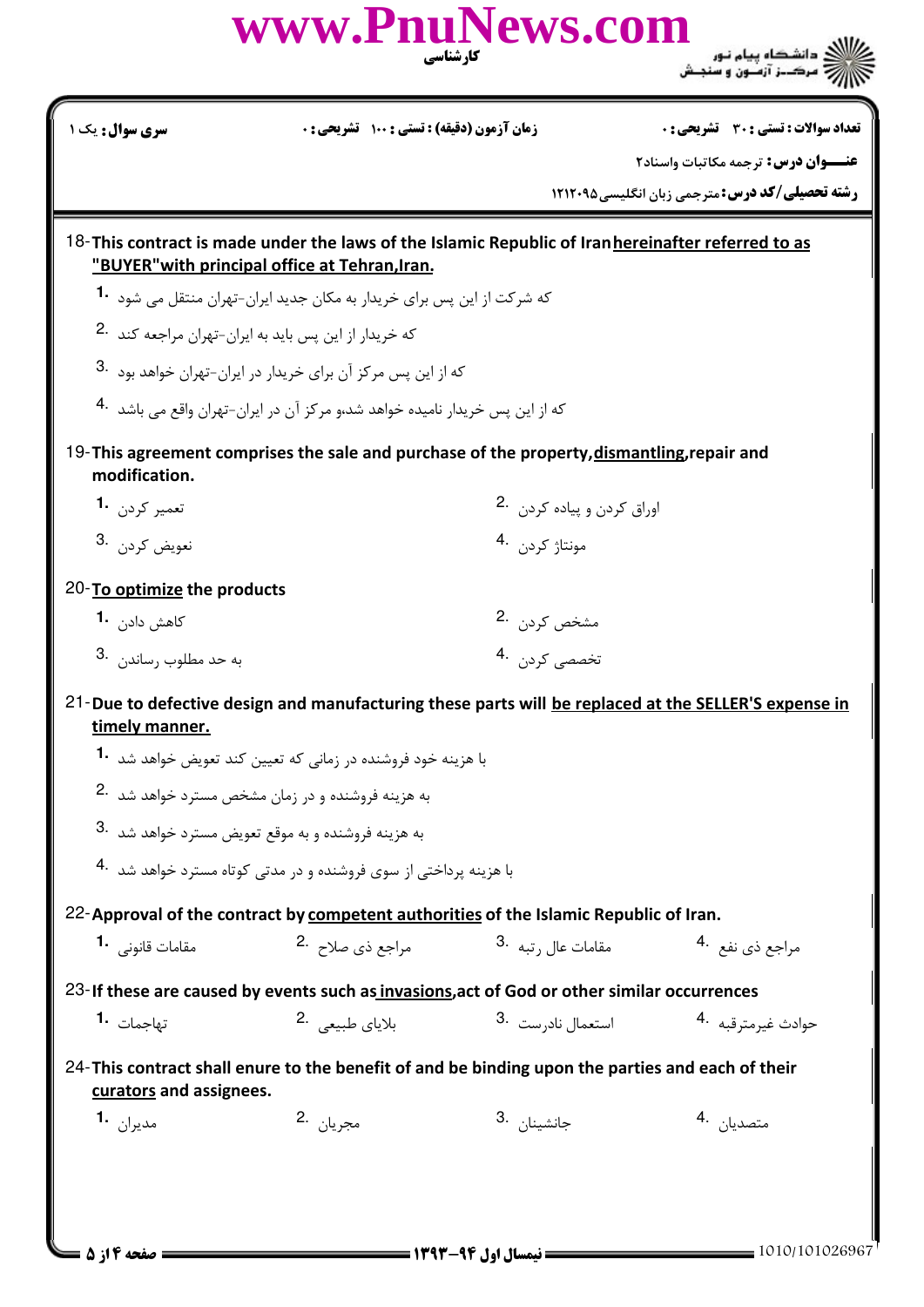**تعداد سوالات: تستی: ۳۰ تشریحی: ۰** | **زمان آزمون (دقیقه): تستی: ۱۰۰ تشریحی: ۰** | **سری سوال: یک ۱**

**عنـــوان درس:** ترجمه مکاتبات واسناد۲

**رشته تحصیلی/کد درس:** مترجمی زبان انگلیسی ۱۲۱۲۰۹۵

18- **This contract is made under the laws of the Islamic Republic of Iran <u>hereinafter referred to as "BUYER" with principal office at Tehran, Iran.</u>**

1. که شرکت از این پس برای خریدار به مکان جدید ایران-تهران منتقل می شود
2. که خریدار از این پس باید به ایران-تهران مراجعه کند
3. که از این پس مرکز آن برای خریدار در ایران-تهران خواهد بود
4. که از این پس خریدار نامیده خواهد شد،و مرکز آن در ایران-تهران واقع می باشد

19- **This agreement comprises the sale and purchase of the property, <u>dismantling</u>, repair and modification.**

1. تعمیر کردن
2. اوراق کردن و پیاده کردن
3. تعویض کردن
4. مونتاژ کردن

20- **<u>To optimize</u> the products**

1. کاهش دادن
2. مشخص کردن
3. به حد مطلوب رساندن
4. تخصصی کردن

21- **Due to defective design and manufacturing these parts will <u>be replaced at the SELLER'S expense in timely manner.</u>**

1. با هزینه خود فروشنده در زمانی که تعیین کند تعویض خواهد شد
2. به هزینه فروشنده و در زمان مشخص مسترد خواهد شد
3. به هزینه فروشنده و به موقع تعویض مسترد خواهد شد
4. با هزینه پرداختی از سوی فروشنده و در مدتی کوتاه مسترد خواهد شد

22- **Approval of the contract by <u>competent authorities</u> of the Islamic Republic of Iran.**

1. مقامات قانونی
2. مراجع ذی صلاح
3. مقامات عال رتبه
4. مراجع ذی نفع

23- **If these are caused by events such as <u>invasions</u>, act of God or other similar occurrences**

1. تهاجمات
2. بلایای طبیعی
3. استعمال نادرست
4. حوادث غیرمترقبه

24- **This contract shall enure to the benefit of and be binding upon the parties and each of their <u>curators</u> and assignees.**

1. مدیران
2. مجریان
3. جانشینان
4. متصدیان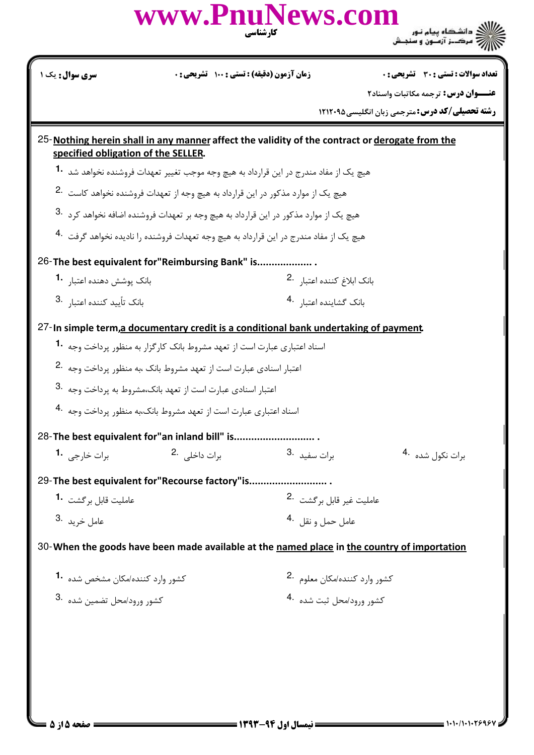25- **<u>Nothing herein shall in any manner</u> affect the validity of the contract or <u>derogate from the specified obligation of the SELLER</u>.**

1. هیچ یک از مفاد مندرج در این قرارداد به هیچ وجه موجب تغییر تعهدات فروشنده نخواهد شد

2. هیچ یک از موارد مذکور در این قرارداد به هیچ وجه از تعهدات فروشنده نخواهد کاست

3. هیچ یک از موارد مذکور در این قرارداد به هیچ وجه بر تعهدات فروشنده اضافه نخواهد کرد

4. هیچ یک از مفاد مندرج در این قرارداد به هیچ وجه تعهدات فروشنده را نادیده نخواهد گرفت

26- **The best equivalent for"Reimbursing Bank" is................... .**

1. بانک پوشش دهنده اعتبار
2. بانک ابلاغ کننده اعتبار
3. بانک تأیید کننده اعتبار
4. بانک گشاینده اعتبار

27- **In simple term,<u>a documentary credit is a conditional bank undertaking of payment</u>.**

1. اسناد اعتباری عبارت است از تعهد مشروط بانک کارگزار به منظور پرداخت وجه

2. اعتبار اسنادی عبارت است از تعهد مشروط بانک ،به منظور پرداخت وجه

3. اعتبار اسنادی عبارت است از تعهد بانک،مشروط به پرداخت وجه

4. اسناد اعتباری عبارت است از تعهد مشروط بانک،به منظور پرداخت وجه

28- **The best equivalent for"an inland bill" is........................... .**

1. برات خارجی
2. برات داخلی
3. برات سفید
4. برات نکول شده

29- **The best equivalent for"Recourse factory"is.......................... .**

1. عاملیت قابل برگشت
2. عاملیت غیر قابل برگشت
3. عامل خرید
4. عامل حمل و نقل

30- **When the goods have been made available at the <u>named place</u> in <u>the country of importation</u>**

1. کشور وارد کننده/مکان مشخص شده
2. کشور وارد کننده/مکان معلوم
3. کشور ورود/محل تضمین شده
4. کشور ورود/محل ثبت شده